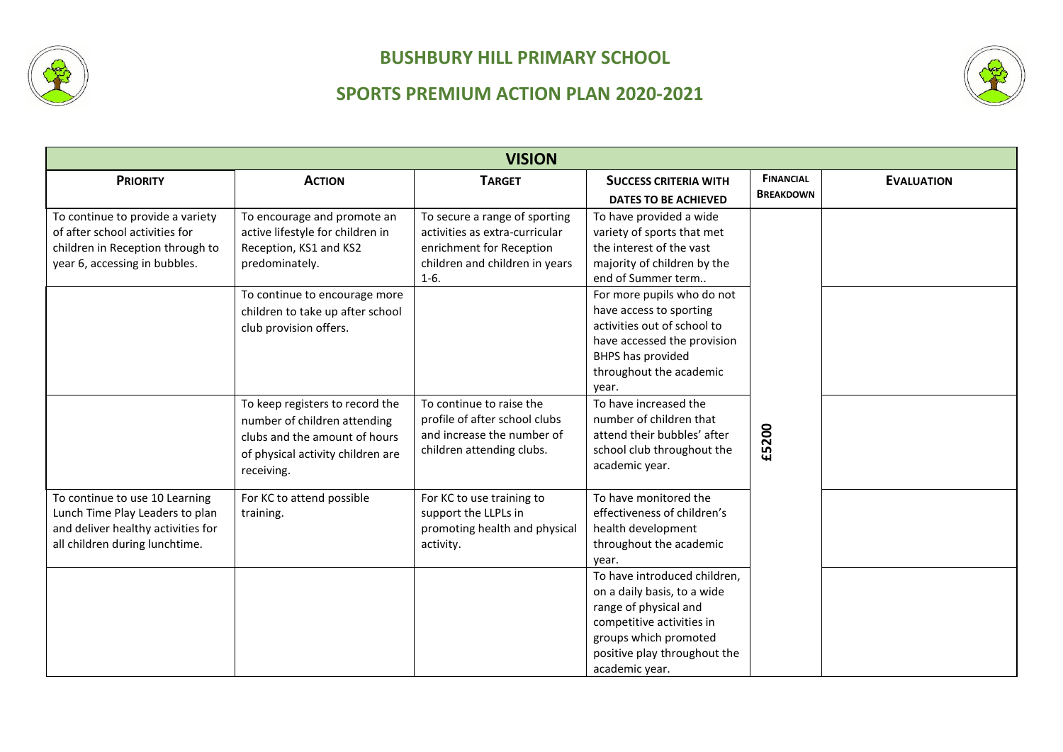# BUSHBURY HILL PRIMARY SCHOOL

## SPORTS PREMIUM ACTION PLAN 2020-2021

| VISION | | | | | |
|---|---|---|---|---|---|
| **PRIORITY** | **ACTION** | **TARGET** | **SUCCESS CRITERIA WITH DATES TO BE ACHIEVED** | **FINANCIAL BREAKDOWN** | **EVALUATION** |
| To continue to provide a variety of after school activities for children in Reception through to year 6, accessing in bubbles. | To encourage and promote an active lifestyle for children in Reception, KS1 and KS2 predominately. | To secure a range of sporting activities as extra-curricular enrichment for Reception children and children in years 1-6. | To have provided a wide variety of sports that met the interest of the vast majority of children by the end of Summer term.. | £5200 | |
| | To continue to encourage more children to take up after school club provision offers. | | For more pupils who do not have access to sporting activities out of school to have accessed the provision BHPS has provided throughout the academic year. | | |
| | To keep registers to record the number of children attending clubs and the amount of hours of physical activity children are receiving. | To continue to raise the profile of after school clubs and increase the number of children attending clubs. | To have increased the number of children that attend their bubbles' after school club throughout the academic year. | | |
| To continue to use 10 Learning Lunch Time Play Leaders to plan and deliver healthy activities for all children during lunchtime. | For KC to attend possible training. | For KC to use training to support the LLPLs in promoting health and physical activity. | To have monitored the effectiveness of children's health development throughout the academic year. | | |
| | | | To have introduced children, on a daily basis, to a wide range of physical and competitive activities in groups which promoted positive play throughout the academic year. | | |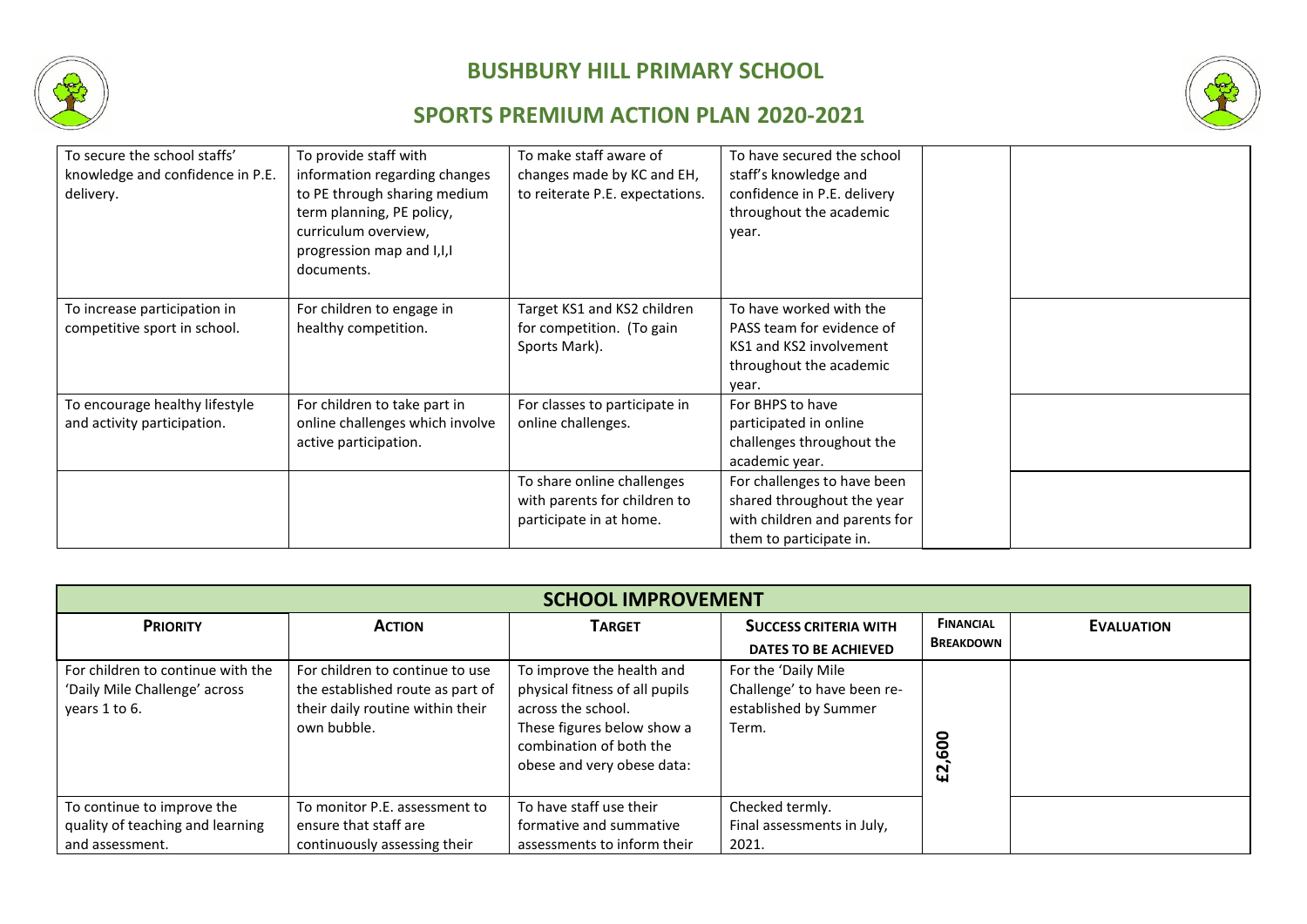# BUSHBURY HILL PRIMARY SCHOOL

## SPORTS PREMIUM ACTION PLAN 2020-2021

| | | | | | |
|---|---|---|---|---|---|
| To secure the school staffs' knowledge and confidence in P.E. delivery. | To provide staff with information regarding changes to PE through sharing medium term planning, PE policy, curriculum overview, progression map and I,I,I documents. | To make staff aware of changes made by KC and EH, to reiterate P.E. expectations. | To have secured the school staff's knowledge and confidence in P.E. delivery throughout the academic year. | | |
| To increase participation in competitive sport in school. | For children to engage in healthy competition. | Target KS1 and KS2 children for competition. (To gain Sports Mark). | To have worked with the PASS team for evidence of KS1 and KS2 involvement throughout the academic year. | | |
| To encourage healthy lifestyle and activity participation. | For children to take part in online challenges which involve active participation. | For classes to participate in online challenges. | For BHPS to have participated in online challenges throughout the academic year. | | |
| | | To share online challenges with parents for children to participate in at home. | For challenges to have been shared throughout the year with children and parents for them to participate in. | | |

| SCHOOL IMPROVEMENT | | | | | |
|---|---|---|---|---|---|
| **PRIORITY** | **ACTION** | **TARGET** | **SUCCESS CRITERIA WITH DATES TO BE ACHIEVED** | **FINANCIAL BREAKDOWN** | **EVALUATION** |
| For children to continue with the 'Daily Mile Challenge' across years 1 to 6. | For children to continue to use the established route as part of their daily routine within their own bubble. | To improve the health and physical fitness of all pupils across the school. These figures below show a combination of both the obese and very obese data: | For the 'Daily Mile Challenge' to have been re-established by Summer Term. | £2,600 | |
| To continue to improve the quality of teaching and learning and assessment. | To monitor P.E. assessment to ensure that staff are continuously assessing their | To have staff use their formative and summative assessments to inform their | Checked termly. Final assessments in July, 2021. | | |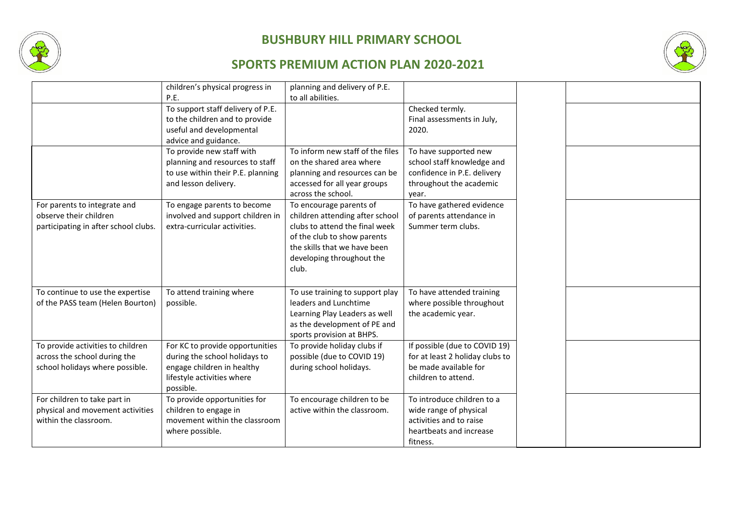# BUSHBURY HILL PRIMARY SCHOOL

## SPORTS PREMIUM ACTION PLAN 2020-2021

| | | | | | |
|---|---|---|---|---|---|
| | children's physical progress in P.E. | planning and delivery of P.E. to all abilities. | | | |
| | To support staff delivery of P.E. to the children and to provide useful and developmental advice and guidance. | | Checked termly. Final assessments in July, 2020. | | |
| | To provide new staff with planning and resources to staff to use within their P.E. planning and lesson delivery. | To inform new staff of the files on the shared area where planning and resources can be accessed for all year groups across the school. | To have supported new school staff knowledge and confidence in P.E. delivery throughout the academic year. | | |
| For parents to integrate and observe their children participating in after school clubs. | To engage parents to become involved and support children in extra-curricular activities. | To encourage parents of children attending after school clubs to attend the final week of the club to show parents the skills that we have been developing throughout the club. | To have gathered evidence of parents attendance in Summer term clubs. | | |
| To continue to use the expertise of the PASS team (Helen Bourton) | To attend training where possible. | To use training to support play leaders and Lunchtime Learning Play Leaders as well as the development of PE and sports provision at BHPS. | To have attended training where possible throughout the academic year. | | |
| To provide activities to children across the school during the school holidays where possible. | For KC to provide opportunities during the school holidays to engage children in healthy lifestyle activities where possible. | To provide holiday clubs if possible (due to COVID 19) during school holidays. | If possible (due to COVID 19) for at least 2 holiday clubs to be made available for children to attend. | | |
| For children to take part in physical and movement activities within the classroom. | To provide opportunities for children to engage in movement within the classroom where possible. | To encourage children to be active within the classroom. | To introduce children to a wide range of physical activities and to raise heartbeats and increase fitness. | | |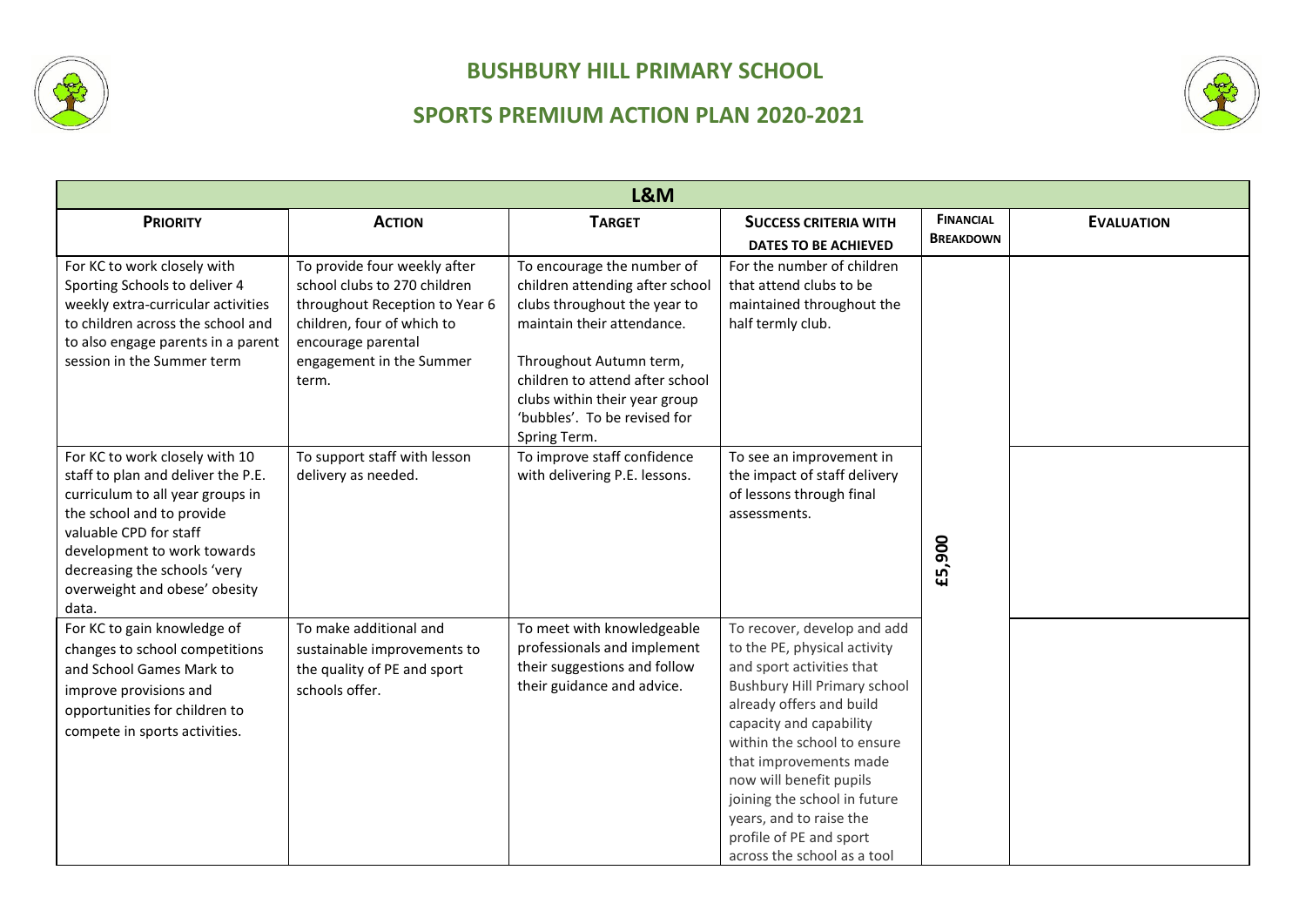# BUSHBURY HILL PRIMARY SCHOOL

## SPORTS PREMIUM ACTION PLAN 2020-2021

| L&M | | | | | |
|---|---|---|---|---|---|
| **PRIORITY** | **ACTION** | **TARGET** | **SUCCESS CRITERIA WITH DATES TO BE ACHIEVED** | **FINANCIAL BREAKDOWN** | **EVALUATION** |
| For KC to work closely with Sporting Schools to deliver 4 weekly extra-curricular activities to children across the school and to also engage parents in a parent session in the Summer term | To provide four weekly after school clubs to 270 children throughout Reception to Year 6 children, four of which to encourage parental engagement in the Summer term. | To encourage the number of children attending after school clubs throughout the year to maintain their attendance.<br><br>Throughout Autumn term, children to attend after school clubs within their year group 'bubbles'. To be revised for Spring Term. | For the number of children that attend clubs to be maintained throughout the half termly club. | £5,900 | |
| For KC to work closely with 10 staff to plan and deliver the P.E. curriculum to all year groups in the school and to provide valuable CPD for staff development to work towards decreasing the schools 'very overweight and obese' obesity data. | To support staff with lesson delivery as needed. | To improve staff confidence with delivering P.E. lessons. | To see an improvement in the impact of staff delivery of lessons through final assessments. | | |
| For KC to gain knowledge of changes to school competitions and School Games Mark to improve provisions and opportunities for children to compete in sports activities. | To make additional and sustainable improvements to the quality of PE and sport schools offer. | To meet with knowledgeable professionals and implement their suggestions and follow their guidance and advice. | To recover, develop and add to the PE, physical activity and sport activities that Bushbury Hill Primary school already offers and build capacity and capability within the school to ensure that improvements made now will benefit pupils joining the school in future years, and to raise the profile of PE and sport across the school as a tool | | |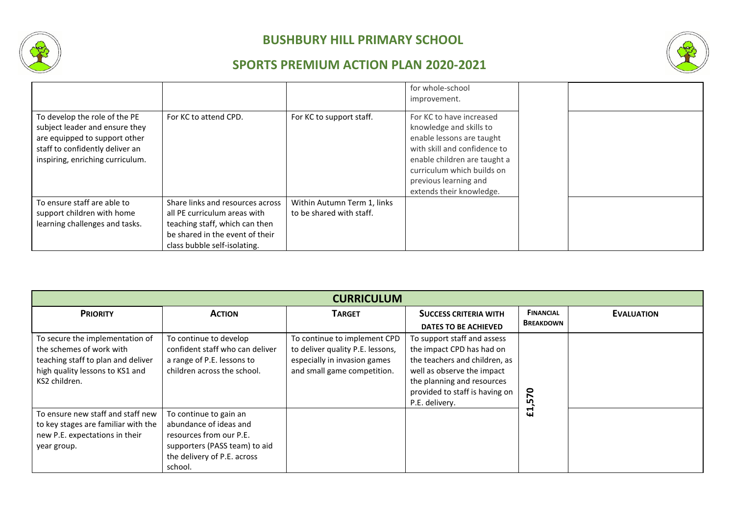# BUSHBURY HILL PRIMARY SCHOOL

## SPORTS PREMIUM ACTION PLAN 2020-2021

| | | | | | |
|---|---|---|---|---|---|
| | | | for whole-school improvement. | | |
| To develop the role of the PE subject leader and ensure they are equipped to support other staff to confidently deliver an inspiring, enriching curriculum. | For KC to attend CPD. | For KC to support staff. | For KC to have increased knowledge and skills to enable lessons are taught with skill and confidence to enable children are taught a curriculum which builds on previous learning and extends their knowledge. | | |
| To ensure staff are able to support children with home learning challenges and tasks. | Share links and resources across all PE curriculum areas with teaching staff, which can then be shared in the event of their class bubble self-isolating. | Within Autumn Term 1, links to be shared with staff. | | | |

| CURRICULUM | | | | | |
|---|---|---|---|---|---|
| **PRIORITY** | **ACTION** | **TARGET** | **SUCCESS CRITERIA WITH DATES TO BE ACHIEVED** | **FINANCIAL BREAKDOWN** | **EVALUATION** |
| To secure the implementation of the schemes of work with teaching staff to plan and deliver high quality lessons to KS1 and KS2 children. | To continue to develop confident staff who can deliver a range of P.E. lessons to children across the school. | To continue to implement CPD to deliver quality P.E. lessons, especially in invasion games and small game competition. | To support staff and assess the impact CPD has had on the teachers and children, as well as observe the impact the planning and resources provided to staff is having on P.E. delivery. | £1,570 | |
| To ensure new staff and staff new to key stages are familiar with the new P.E. expectations in their year group. | To continue to gain an abundance of ideas and resources from our P.E. supporters (PASS team) to aid the delivery of P.E. across school. | | | | |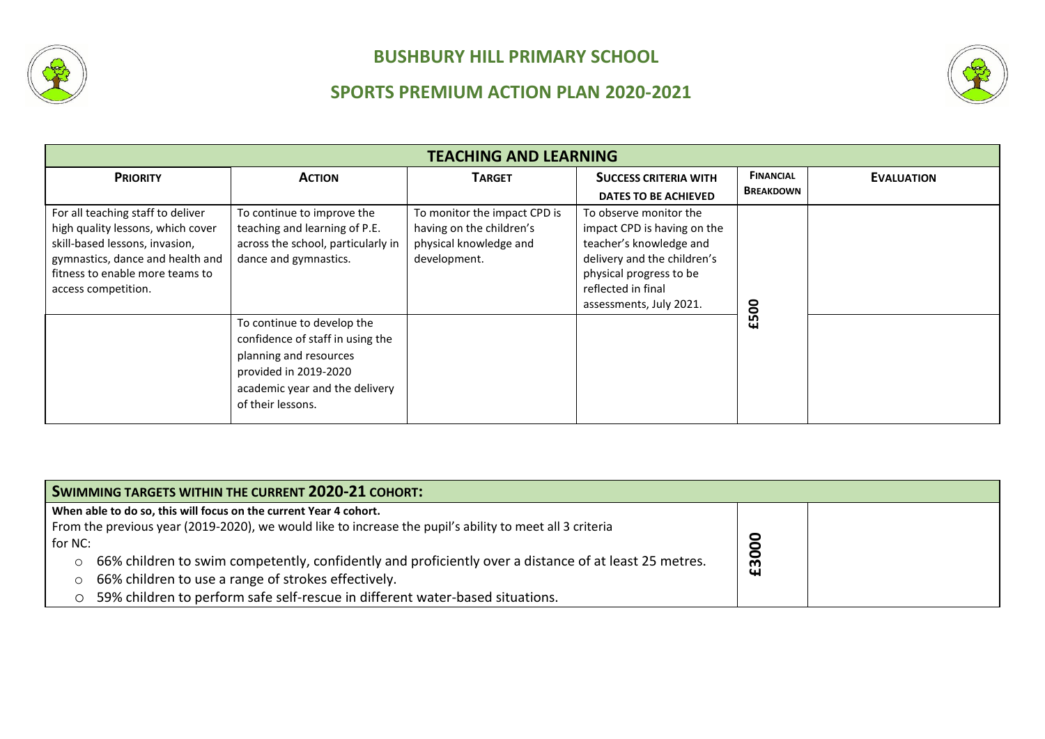# BUSHBURY HILL PRIMARY SCHOOL

## SPORTS PREMIUM ACTION PLAN 2020-2021

| TEACHING AND LEARNING | | | | | |
|---|---|---|---|---|---|
| **PRIORITY** | **ACTION** | **TARGET** | **SUCCESS CRITERIA WITH DATES TO BE ACHIEVED** | **FINANCIAL BREAKDOWN** | **EVALUATION** |
| For all teaching staff to deliver high quality lessons, which cover skill-based lessons, invasion, gymnastics, dance and health and fitness to enable more teams to access competition. | To continue to improve the teaching and learning of P.E. across the school, particularly in dance and gymnastics. | To monitor the impact CPD is having on the children's physical knowledge and development. | To observe monitor the impact CPD is having on the teacher's knowledge and delivery and the children's physical progress to be reflected in final assessments, July 2021. | £500 | |
| | To continue to develop the confidence of staff in using the planning and resources provided in 2019-2020 academic year and the delivery of their lessons. | | | | |

| SWIMMING TARGETS WITHIN THE CURRENT 2020-21 COHORT: | | |
|---|---|---|
| **When able to do so, this will focus on the current Year 4 cohort.**<br>From the previous year (2019-2020), we would like to increase the pupil's ability to meet all 3 criteria for NC:<br>○ 66% children to swim competently, confidently and proficiently over a distance of at least 25 metres.<br>○ 66% children to use a range of strokes effectively.<br>○ 59% children to perform safe self-rescue in different water-based situations. | £3000 | |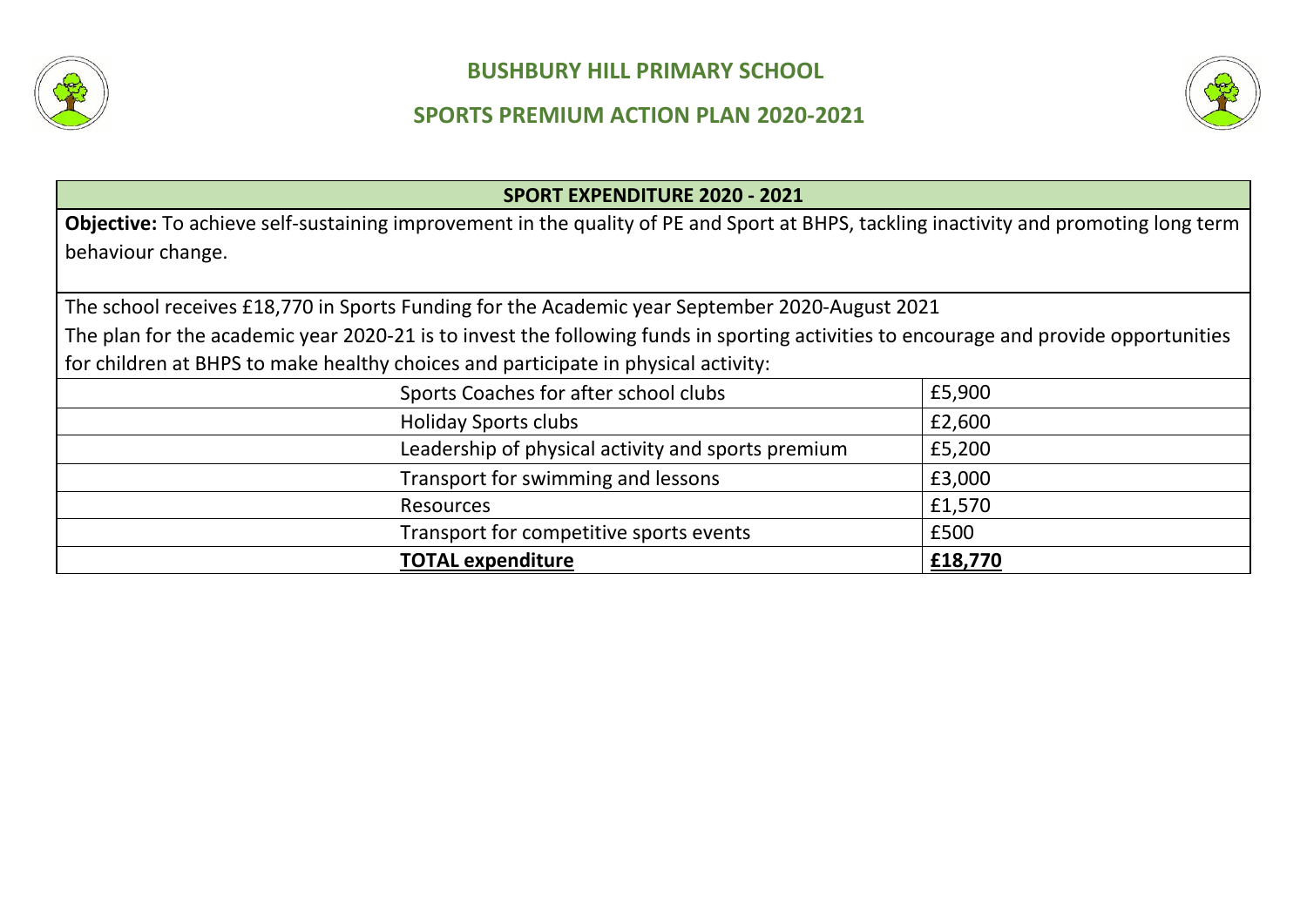# BUSHBURY HILL PRIMARY SCHOOL

## SPORTS PREMIUM ACTION PLAN 2020-2021

**SPORT EXPENDITURE 2020 - 2021**

**Objective:** To achieve self-sustaining improvement in the quality of PE and Sport at BHPS, tackling inactivity and promoting long term behaviour change.

The school receives £18,770 in Sports Funding for the Academic year September 2020-August 2021

The plan for the academic year 2020-21 is to invest the following funds in sporting activities to encourage and provide opportunities for children at BHPS to make healthy choices and participate in physical activity:

| | |
|---|---|
| Sports Coaches for after school clubs | £5,900 |
| Holiday Sports clubs | £2,600 |
| Leadership of physical activity and sports premium | £5,200 |
| Transport for swimming and lessons | £3,000 |
| Resources | £1,570 |
| Transport for competitive sports events | £500 |
| **TOTAL expenditure** | **£18,770** |